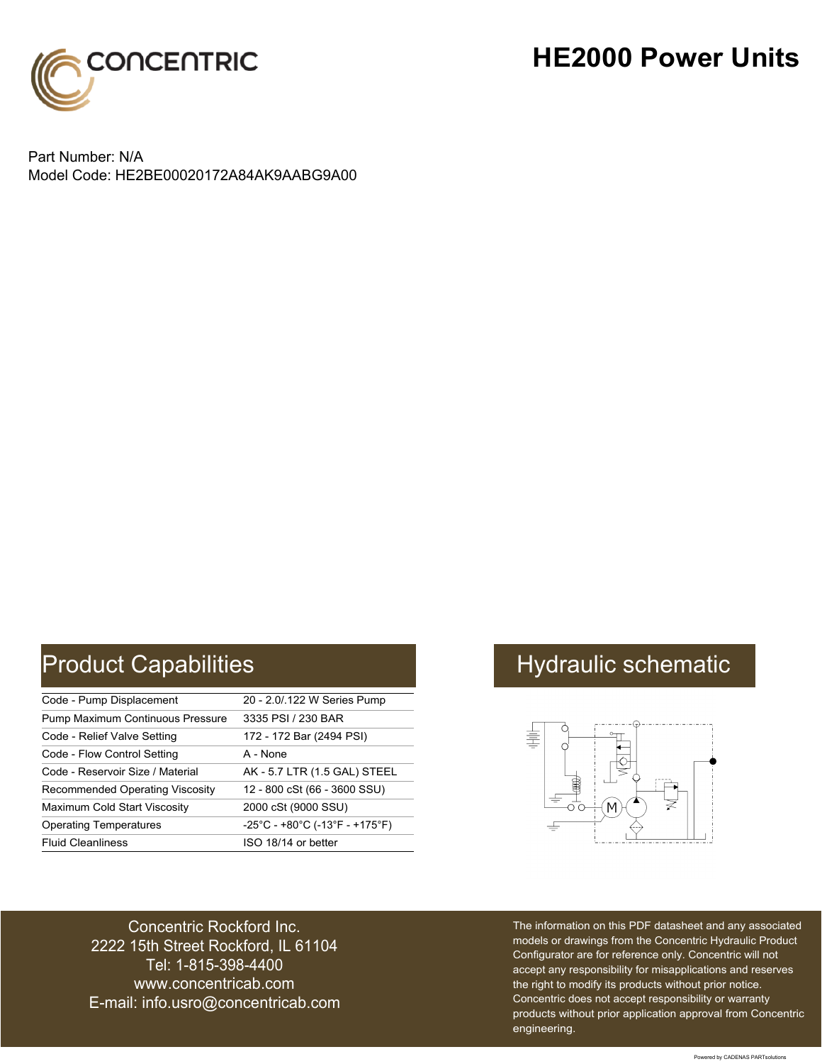# HE2000 Power Units

Part Number: N/A
Model Code: HE2BE00020172A84AK9AABG9A00

## Product Capabilities

| | |
|---|---|
| Code - Pump Displacement | 20 - 2.0/.122 W Series Pump |
| Pump Maximum Continuous Pressure | 3335 PSI / 230 BAR |
| Code - Relief Valve Setting | 172 - 172 Bar (2494 PSI) |
| Code - Flow Control Setting | A - None |
| Code - Reservoir Size / Material | AK - 5.7 LTR (1.5 GAL) STEEL |
| Recommended Operating Viscosity | 12 - 800 cSt (66 - 3600 SSU) |
| Maximum Cold Start Viscosity | 2000 cSt (9000 SSU) |
| Operating Temperatures | -25°C - +80°C (-13°F - +175°F) |
| Fluid Cleanliness | ISO 18/14 or better |

## Hydraulic schematic

Concentric Rockford Inc.
2222 15th Street Rockford, IL 61104
Tel: 1-815-398-4400
www.concentricab.com
E-mail: info.usro@concentricab.com

The information on this PDF datasheet and any associated models or drawings from the Concentric Hydraulic Product Configurator are for reference only. Concentric will not accept any responsibility for misapplications and reserves the right to modify its products without prior notice. Concentric does not accept responsibility or warranty products without prior application approval from Concentric engineering.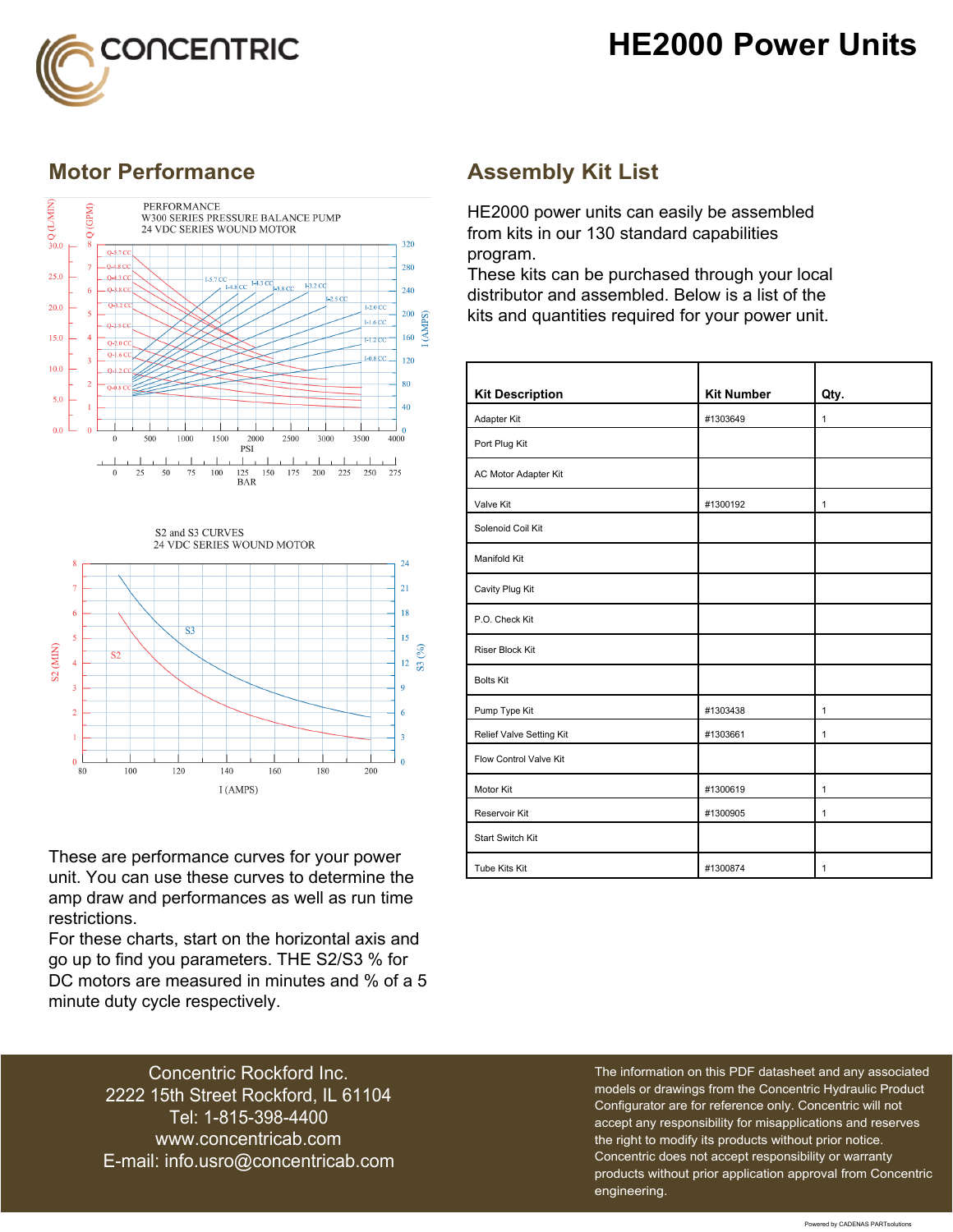# HE2000 Power Units

## Motor Performance

These are performance curves for your power unit. You can use these curves to determine the amp draw and performances as well as run time restrictions.
For these charts, start on the horizontal axis and go up to find you parameters. THE S2/S3 % for DC motors are measured in minutes and % of a 5 minute duty cycle respectively.

## Assembly Kit List

HE2000 power units can easily be assembled from kits in our 130 standard capabilities program.
These kits can be purchased through your local distributor and assembled. Below is a list of the kits and quantities required for your power unit.

| Kit Description | Kit Number | Qty. |
|---|---|---|
| Adapter Kit | #1303649 | 1 |
| Port Plug Kit | | |
| AC Motor Adapter Kit | | |
| Valve Kit | #1300192 | 1 |
| Solenoid Coil Kit | | |
| Manifold Kit | | |
| Cavity Plug Kit | | |
| P.O. Check Kit | | |
| Riser Block Kit | | |
| Bolts Kit | | |
| Pump Type Kit | #1303438 | 1 |
| Relief Valve Setting Kit | #1303661 | 1 |
| Flow Control Valve Kit | | |
| Motor Kit | #1300619 | 1 |
| Reservoir Kit | #1300905 | 1 |
| Start Switch Kit | | |
| Tube Kits Kit | #1300874 | 1 |

Concentric Rockford Inc.
2222 15th Street Rockford, IL 61104
Tel: 1-815-398-4400
www.concentricab.com
E-mail: info.usro@concentricab.com

The information on this PDF datasheet and any associated models or drawings from the Concentric Hydraulic Product Configurator are for reference only. Concentric will not accept any responsibility for misapplications and reserves the right to modify its products without prior notice. Concentric does not accept responsibility or warranty products without prior application approval from Concentric engineering.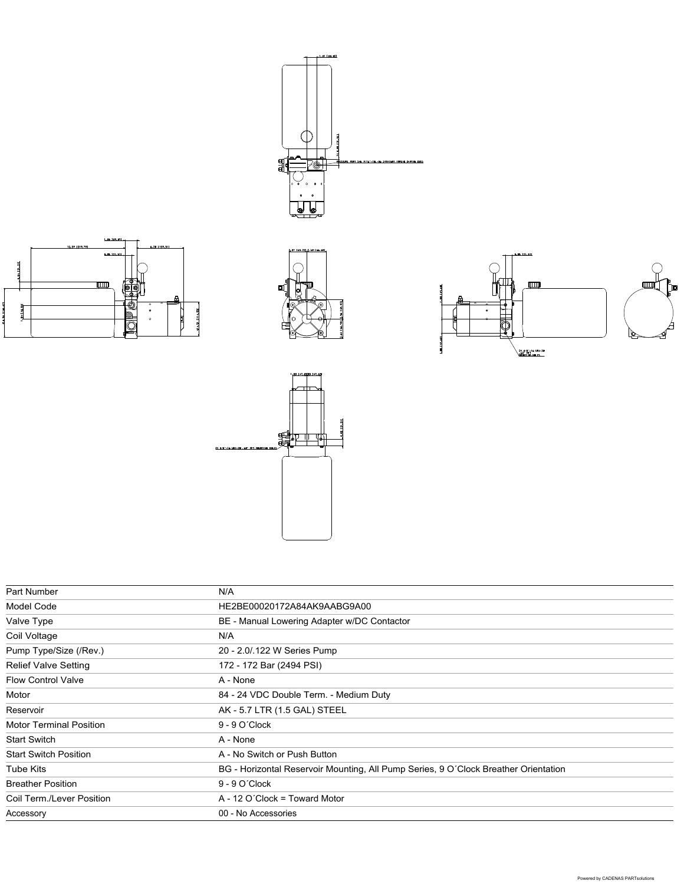| | |
|---|---|
| Part Number | N/A |
| Model Code | HE2BE00020172A84AK9AABG9A00 |
| Valve Type | BE - Manual Lowering Adapter w/DC Contactor |
| Coil Voltage | N/A |
| Pump Type/Size (/Rev.) | 20 - 2.0/.122 W Series Pump |
| Relief Valve Setting | 172 - 172 Bar (2494 PSI) |
| Flow Control Valve | A - None |
| Motor | 84 - 24 VDC Double Term. - Medium Duty |
| Reservoir | AK - 5.7 LTR (1.5 GAL) STEEL |
| Motor Terminal Position | 9 - 9 O´Clock |
| Start Switch | A - None |
| Start Switch Position | A - No Switch or Push Button |
| Tube Kits | BG - Horizontal Reservoir Mounting, All Pump Series, 9 O´Clock Breather Orientation |
| Breather Position | 9 - 9 O´Clock |
| Coil Term./Lever Position | A - 12 O´Clock = Toward Motor |
| Accessory | 00 - No Accessories |

Powered by CADENAS PARTsolutions